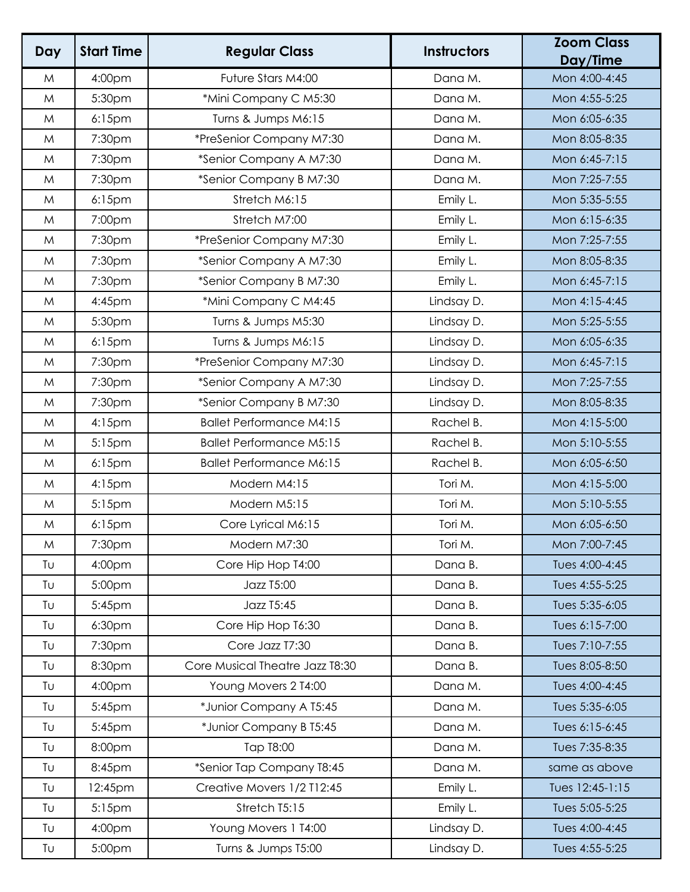| Day | Start Time | Regular Class | Instructors | Zoom Class Day/Time |
|---|---|---|---|---|
| M | 4:00pm | Future Stars M4:00 | Dana M. | Mon 4:00-4:45 |
| M | 5:30pm | *Mini Company C M5:30 | Dana M. | Mon 4:55-5:25 |
| M | 6:15pm | Turns & Jumps M6:15 | Dana M. | Mon 6:05-6:35 |
| M | 7:30pm | *PreSenior Company M7:30 | Dana M. | Mon 8:05-8:35 |
| M | 7:30pm | *Senior Company A M7:30 | Dana M. | Mon 6:45-7:15 |
| M | 7:30pm | *Senior Company B M7:30 | Dana M. | Mon 7:25-7:55 |
| M | 6:15pm | Stretch M6:15 | Emily L. | Mon 5:35-5:55 |
| M | 7:00pm | Stretch M7:00 | Emily L. | Mon 6:15-6:35 |
| M | 7:30pm | *PreSenior Company M7:30 | Emily L. | Mon 7:25-7:55 |
| M | 7:30pm | *Senior Company A M7:30 | Emily L. | Mon 8:05-8:35 |
| M | 7:30pm | *Senior Company B M7:30 | Emily L. | Mon 6:45-7:15 |
| M | 4:45pm | *Mini Company C M4:45 | Lindsay D. | Mon 4:15-4:45 |
| M | 5:30pm | Turns & Jumps M5:30 | Lindsay D. | Mon 5:25-5:55 |
| M | 6:15pm | Turns & Jumps M6:15 | Lindsay D. | Mon 6:05-6:35 |
| M | 7:30pm | *PreSenior Company M7:30 | Lindsay D. | Mon 6:45-7:15 |
| M | 7:30pm | *Senior Company A M7:30 | Lindsay D. | Mon 7:25-7:55 |
| M | 7:30pm | *Senior Company B M7:30 | Lindsay D. | Mon 8:05-8:35 |
| M | 4:15pm | Ballet Performance M4:15 | Rachel B. | Mon 4:15-5:00 |
| M | 5:15pm | Ballet Performance M5:15 | Rachel B. | Mon 5:10-5:55 |
| M | 6:15pm | Ballet Performance M6:15 | Rachel B. | Mon 6:05-6:50 |
| M | 4:15pm | Modern M4:15 | Tori M. | Mon 4:15-5:00 |
| M | 5:15pm | Modern M5:15 | Tori M. | Mon 5:10-5:55 |
| M | 6:15pm | Core Lyrical M6:15 | Tori M. | Mon 6:05-6:50 |
| M | 7:30pm | Modern M7:30 | Tori M. | Mon 7:00-7:45 |
| Tu | 4:00pm | Core Hip Hop T4:00 | Dana B. | Tues 4:00-4:45 |
| Tu | 5:00pm | Jazz T5:00 | Dana B. | Tues 4:55-5:25 |
| Tu | 5:45pm | Jazz T5:45 | Dana B. | Tues 5:35-6:05 |
| Tu | 6:30pm | Core Hip Hop T6:30 | Dana B. | Tues 6:15-7:00 |
| Tu | 7:30pm | Core Jazz T7:30 | Dana B. | Tues 7:10-7:55 |
| Tu | 8:30pm | Core Musical Theatre Jazz T8:30 | Dana B. | Tues 8:05-8:50 |
| Tu | 4:00pm | Young Movers 2 T4:00 | Dana M. | Tues 4:00-4:45 |
| Tu | 5:45pm | *Junior Company A T5:45 | Dana M. | Tues 5:35-6:05 |
| Tu | 5:45pm | *Junior Company B T5:45 | Dana M. | Tues 6:15-6:45 |
| Tu | 8:00pm | Tap T8:00 | Dana M. | Tues 7:35-8:35 |
| Tu | 8:45pm | *Senior Tap Company T8:45 | Dana M. | same as above |
| Tu | 12:45pm | Creative Movers 1/2 T12:45 | Emily L. | Tues 12:45-1:15 |
| Tu | 5:15pm | Stretch T5:15 | Emily L. | Tues 5:05-5:25 |
| Tu | 4:00pm | Young Movers 1 T4:00 | Lindsay D. | Tues 4:00-4:45 |
| Tu | 5:00pm | Turns & Jumps T5:00 | Lindsay D. | Tues 4:55-5:25 |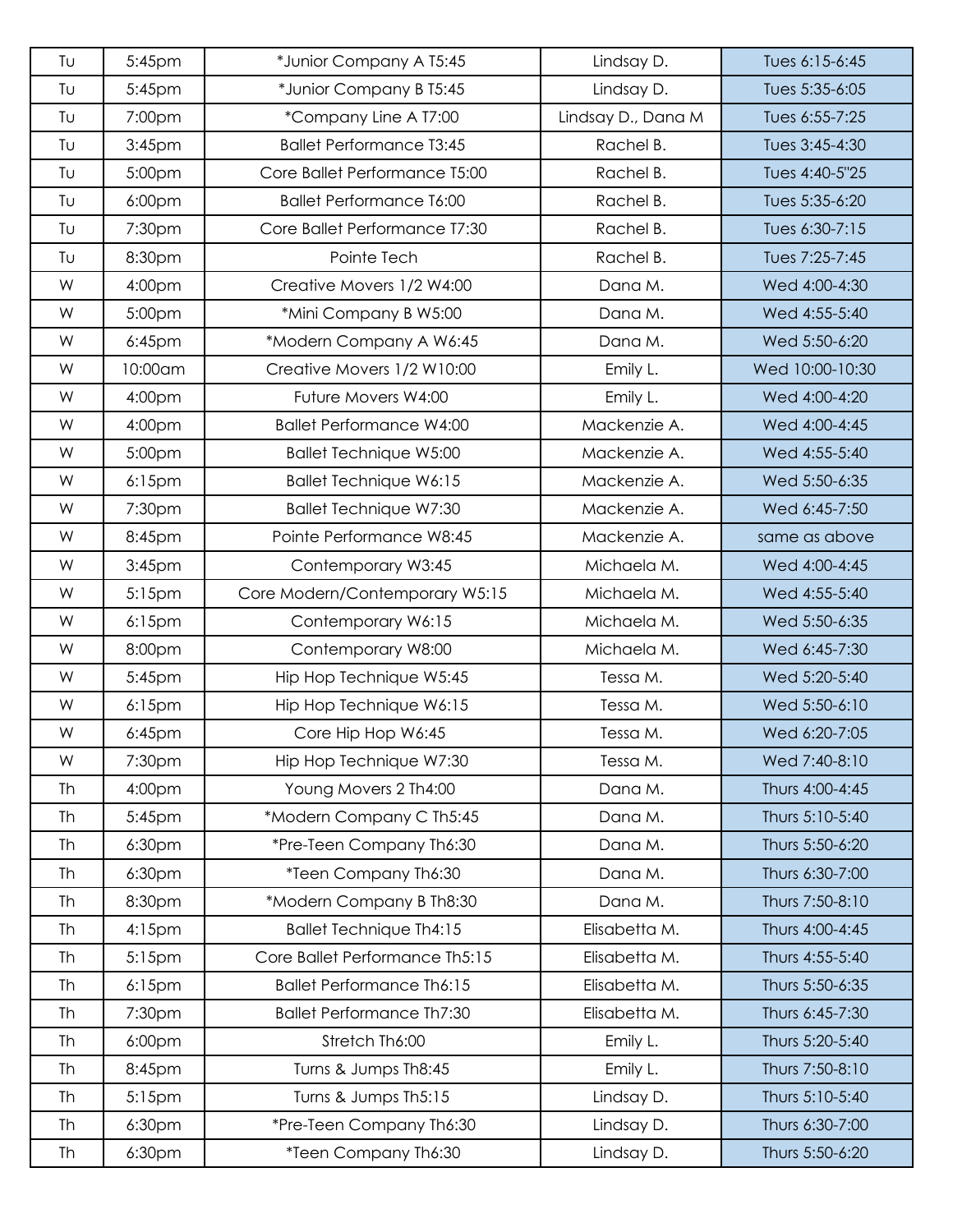| Tu | 5:45pm | *Junior Company A T5:45 | Lindsay D. | Tues 6:15-6:45 |
|---|---|---|---|---|
| Tu | 5:45pm | *Junior Company B T5:45 | Lindsay D. | Tues 5:35-6:05 |
| Tu | 7:00pm | *Company Line A T7:00 | Lindsay D., Dana M | Tues 6:55-7:25 |
| Tu | 3:45pm | Ballet Performance T3:45 | Rachel B. | Tues 3:45-4:30 |
| Tu | 5:00pm | Core Ballet Performance T5:00 | Rachel B. | Tues 4:40-5"25 |
| Tu | 6:00pm | Ballet Performance T6:00 | Rachel B. | Tues 5:35-6:20 |
| Tu | 7:30pm | Core Ballet Performance T7:30 | Rachel B. | Tues 6:30-7:15 |
| Tu | 8:30pm | Pointe Tech | Rachel B. | Tues 7:25-7:45 |
| W | 4:00pm | Creative Movers 1/2 W4:00 | Dana M. | Wed 4:00-4:30 |
| W | 5:00pm | *Mini Company B W5:00 | Dana M. | Wed 4:55-5:40 |
| W | 6:45pm | *Modern Company A W6:45 | Dana M. | Wed 5:50-6:20 |
| W | 10:00am | Creative Movers 1/2 W10:00 | Emily L. | Wed 10:00-10:30 |
| W | 4:00pm | Future Movers W4:00 | Emily L. | Wed 4:00-4:20 |
| W | 4:00pm | Ballet Performance W4:00 | Mackenzie A. | Wed 4:00-4:45 |
| W | 5:00pm | Ballet Technique W5:00 | Mackenzie A. | Wed 4:55-5:40 |
| W | 6:15pm | Ballet Technique W6:15 | Mackenzie A. | Wed 5:50-6:35 |
| W | 7:30pm | Ballet Technique W7:30 | Mackenzie A. | Wed 6:45-7:50 |
| W | 8:45pm | Pointe Performance W8:45 | Mackenzie A. | same as above |
| W | 3:45pm | Contemporary W3:45 | Michaela M. | Wed 4:00-4:45 |
| W | 5:15pm | Core Modern/Contemporary W5:15 | Michaela M. | Wed 4:55-5:40 |
| W | 6:15pm | Contemporary W6:15 | Michaela M. | Wed 5:50-6:35 |
| W | 8:00pm | Contemporary W8:00 | Michaela M. | Wed 6:45-7:30 |
| W | 5:45pm | Hip Hop Technique W5:45 | Tessa M. | Wed 5:20-5:40 |
| W | 6:15pm | Hip Hop Technique W6:15 | Tessa M. | Wed 5:50-6:10 |
| W | 6:45pm | Core Hip Hop W6:45 | Tessa M. | Wed 6:20-7:05 |
| W | 7:30pm | Hip Hop Technique W7:30 | Tessa M. | Wed 7:40-8:10 |
| Th | 4:00pm | Young Movers 2 Th4:00 | Dana M. | Thurs 4:00-4:45 |
| Th | 5:45pm | *Modern Company C Th5:45 | Dana M. | Thurs 5:10-5:40 |
| Th | 6:30pm | *Pre-Teen Company Th6:30 | Dana M. | Thurs 5:50-6:20 |
| Th | 6:30pm | *Teen Company Th6:30 | Dana M. | Thurs 6:30-7:00 |
| Th | 8:30pm | *Modern Company B Th8:30 | Dana M. | Thurs 7:50-8:10 |
| Th | 4:15pm | Ballet Technique Th4:15 | Elisabetta M. | Thurs 4:00-4:45 |
| Th | 5:15pm | Core Ballet Performance Th5:15 | Elisabetta M. | Thurs 4:55-5:40 |
| Th | 6:15pm | Ballet Performance Th6:15 | Elisabetta M. | Thurs 5:50-6:35 |
| Th | 7:30pm | Ballet Performance Th7:30 | Elisabetta M. | Thurs 6:45-7:30 |
| Th | 6:00pm | Stretch Th6:00 | Emily L. | Thurs 5:20-5:40 |
| Th | 8:45pm | Turns & Jumps Th8:45 | Emily L. | Thurs 7:50-8:10 |
| Th | 5:15pm | Turns & Jumps Th5:15 | Lindsay D. | Thurs 5:10-5:40 |
| Th | 6:30pm | *Pre-Teen Company Th6:30 | Lindsay D. | Thurs 6:30-7:00 |
| Th | 6:30pm | *Teen Company Th6:30 | Lindsay D. | Thurs 5:50-6:20 |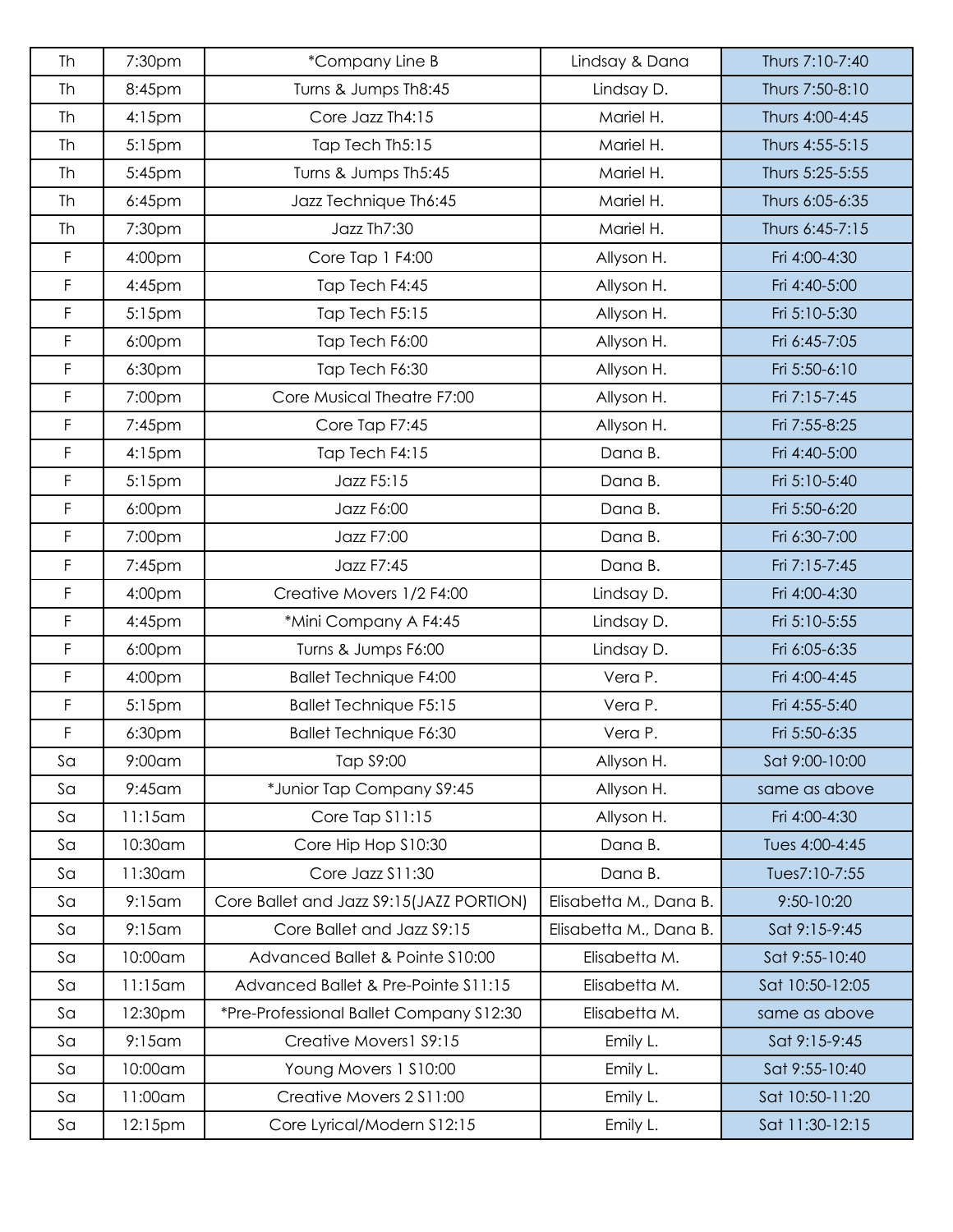| | | | | |
|---|---|---|---|---|
| Th | 7:30pm | *Company Line B | Lindsay & Dana | Thurs 7:10-7:40 |
| Th | 8:45pm | Turns & Jumps Th8:45 | Lindsay D. | Thurs 7:50-8:10 |
| Th | 4:15pm | Core Jazz Th4:15 | Mariel H. | Thurs 4:00-4:45 |
| Th | 5:15pm | Tap Tech Th5:15 | Mariel H. | Thurs 4:55-5:15 |
| Th | 5:45pm | Turns & Jumps Th5:45 | Mariel H. | Thurs 5:25-5:55 |
| Th | 6:45pm | Jazz Technique Th6:45 | Mariel H. | Thurs 6:05-6:35 |
| Th | 7:30pm | Jazz Th7:30 | Mariel H. | Thurs 6:45-7:15 |
| F | 4:00pm | Core Tap 1 F4:00 | Allyson H. | Fri 4:00-4:30 |
| F | 4:45pm | Tap Tech F4:45 | Allyson H. | Fri 4:40-5:00 |
| F | 5:15pm | Tap Tech F5:15 | Allyson H. | Fri 5:10-5:30 |
| F | 6:00pm | Tap Tech F6:00 | Allyson H. | Fri 6:45-7:05 |
| F | 6:30pm | Tap Tech F6:30 | Allyson H. | Fri 5:50-6:10 |
| F | 7:00pm | Core Musical Theatre F7:00 | Allyson H. | Fri 7:15-7:45 |
| F | 7:45pm | Core Tap F7:45 | Allyson H. | Fri 7:55-8:25 |
| F | 4:15pm | Tap Tech F4:15 | Dana B. | Fri 4:40-5:00 |
| F | 5:15pm | Jazz F5:15 | Dana B. | Fri 5:10-5:40 |
| F | 6:00pm | Jazz F6:00 | Dana B. | Fri 5:50-6:20 |
| F | 7:00pm | Jazz F7:00 | Dana B. | Fri 6:30-7:00 |
| F | 7:45pm | Jazz F7:45 | Dana B. | Fri 7:15-7:45 |
| F | 4:00pm | Creative Movers 1/2 F4:00 | Lindsay D. | Fri 4:00-4:30 |
| F | 4:45pm | *Mini Company A F4:45 | Lindsay D. | Fri 5:10-5:55 |
| F | 6:00pm | Turns & Jumps F6:00 | Lindsay D. | Fri 6:05-6:35 |
| F | 4:00pm | Ballet Technique F4:00 | Vera P. | Fri 4:00-4:45 |
| F | 5:15pm | Ballet Technique F5:15 | Vera P. | Fri 4:55-5:40 |
| F | 6:30pm | Ballet Technique F6:30 | Vera P. | Fri 5:50-6:35 |
| Sa | 9:00am | Tap S9:00 | Allyson H. | Sat 9:00-10:00 |
| Sa | 9:45am | *Junior Tap Company S9:45 | Allyson H. | same as above |
| Sa | 11:15am | Core Tap S11:15 | Allyson H. | Fri 4:00-4:30 |
| Sa | 10:30am | Core Hip Hop S10:30 | Dana B. | Tues 4:00-4:45 |
| Sa | 11:30am | Core Jazz S11:30 | Dana B. | Tues7:10-7:55 |
| Sa | 9:15am | Core Ballet and Jazz S9:15(JAZZ PORTION) | Elisabetta M., Dana B. | 9:50-10:20 |
| Sa | 9:15am | Core Ballet and Jazz S9:15 | Elisabetta M., Dana B. | Sat 9:15-9:45 |
| Sa | 10:00am | Advanced Ballet & Pointe S10:00 | Elisabetta M. | Sat 9:55-10:40 |
| Sa | 11:15am | Advanced Ballet & Pre-Pointe S11:15 | Elisabetta M. | Sat 10:50-12:05 |
| Sa | 12:30pm | *Pre-Professional Ballet Company S12:30 | Elisabetta M. | same as above |
| Sa | 9:15am | Creative Movers1 S9:15 | Emily L. | Sat 9:15-9:45 |
| Sa | 10:00am | Young Movers 1 S10:00 | Emily L. | Sat 9:55-10:40 |
| Sa | 11:00am | Creative Movers 2 S11:00 | Emily L. | Sat 10:50-11:20 |
| Sa | 12:15pm | Core Lyrical/Modern S12:15 | Emily L. | Sat 11:30-12:15 |